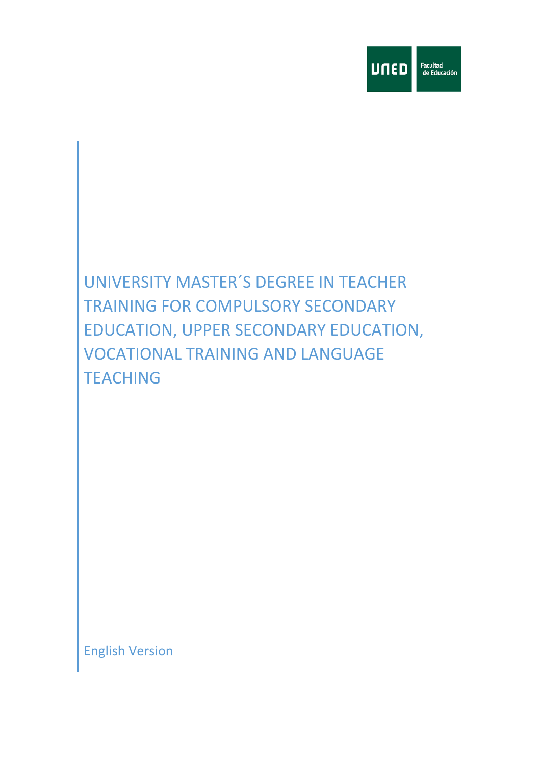UNED Facultad de Educación

# UNIVERSITY MASTER´S DEGREE IN TEACHER TRAINING FOR COMPULSORY SECONDARY EDUCATION, UPPER SECONDARY EDUCATION, VOCATIONAL TRAINING AND LANGUAGE TEACHING

English Version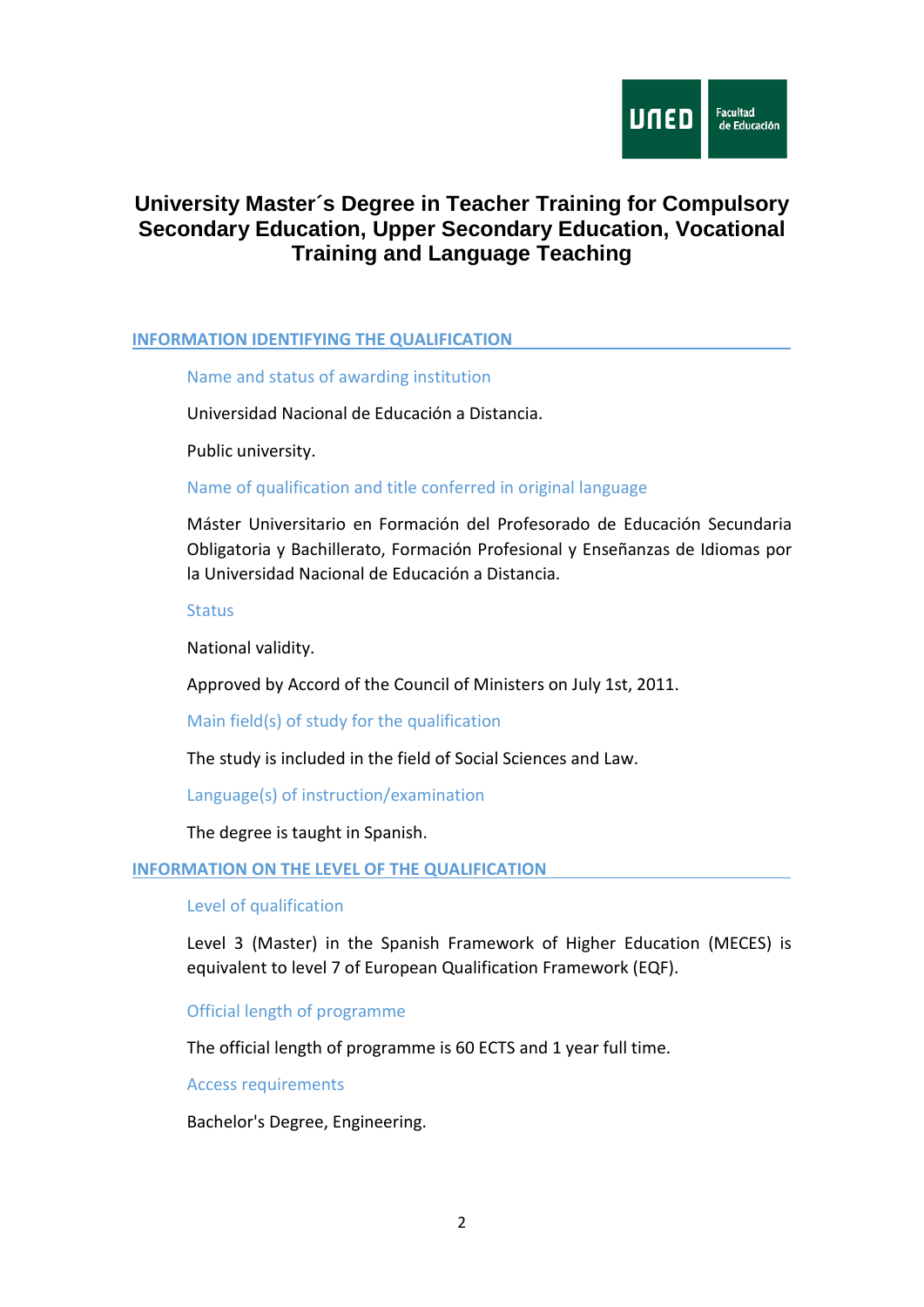# University Master´s Degree in Teacher Training for Compulsory Secondary Education, Upper Secondary Education, Vocational Training and Language Teaching

## INFORMATION IDENTIFYING THE QUALIFICATION

### Name and status of awarding institution

Universidad Nacional de Educación a Distancia.

Public university.

### Name of qualification and title conferred in original language

Máster Universitario en Formación del Profesorado de Educación Secundaria Obligatoria y Bachillerato, Formación Profesional y Enseñanzas de Idiomas por la Universidad Nacional de Educación a Distancia.

### Status

National validity.

Approved by Accord of the Council of Ministers on July 1st, 2011.

### Main field(s) of study for the qualification

The study is included in the field of Social Sciences and Law.

### Language(s) of instruction/examination

The degree is taught in Spanish.

## INFORMATION ON THE LEVEL OF THE QUALIFICATION

### Level of qualification

Level 3 (Master) in the Spanish Framework of Higher Education (MECES) is equivalent to level 7 of European Qualification Framework (EQF).

### Official length of programme

The official length of programme is 60 ECTS and 1 year full time.

### Access requirements

Bachelor's Degree, Engineering.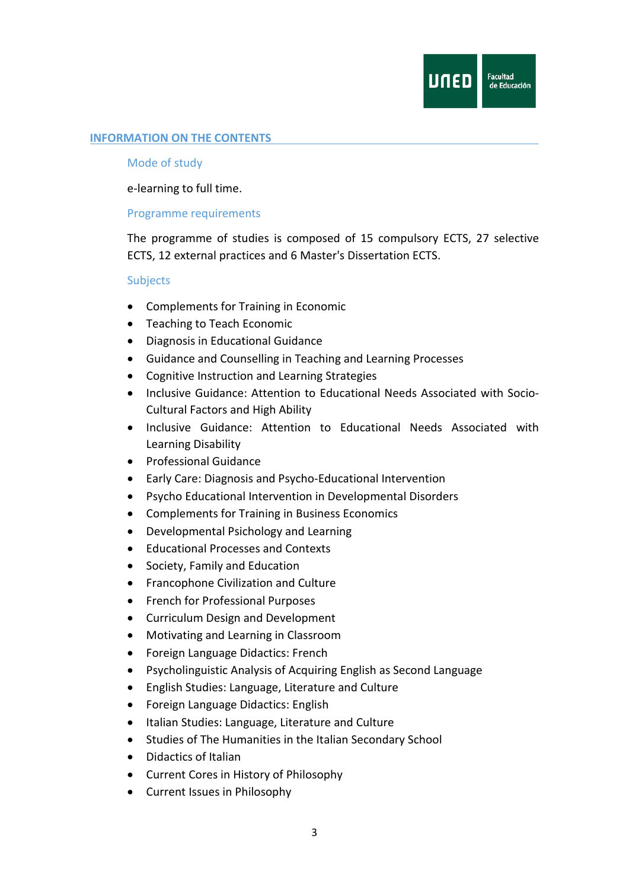## INFORMATION ON THE CONTENTS

### Mode of study

e-learning to full time.

### Programme requirements

The programme of studies is composed of 15 compulsory ECTS, 27 selective ECTS, 12 external practices and 6 Master's Dissertation ECTS.

### Subjects

- Complements for Training in Economic
- Teaching to Teach Economic
- Diagnosis in Educational Guidance
- Guidance and Counselling in Teaching and Learning Processes
- Cognitive Instruction and Learning Strategies
- Inclusive Guidance: Attention to Educational Needs Associated with Socio-Cultural Factors and High Ability
- Inclusive Guidance: Attention to Educational Needs Associated with Learning Disability
- Professional Guidance
- Early Care: Diagnosis and Psycho-Educational Intervention
- Psycho Educational Intervention in Developmental Disorders
- Complements for Training in Business Economics
- Developmental Psichology and Learning
- Educational Processes and Contexts
- Society, Family and Education
- Francophone Civilization and Culture
- French for Professional Purposes
- Curriculum Design and Development
- Motivating and Learning in Classroom
- Foreign Language Didactics: French
- Psycholinguistic Analysis of Acquiring English as Second Language
- English Studies: Language, Literature and Culture
- Foreign Language Didactics: English
- Italian Studies: Language, Literature and Culture
- Studies of The Humanities in the Italian Secondary School
- Didactics of Italian
- Current Cores in History of Philosophy
- Current Issues in Philosophy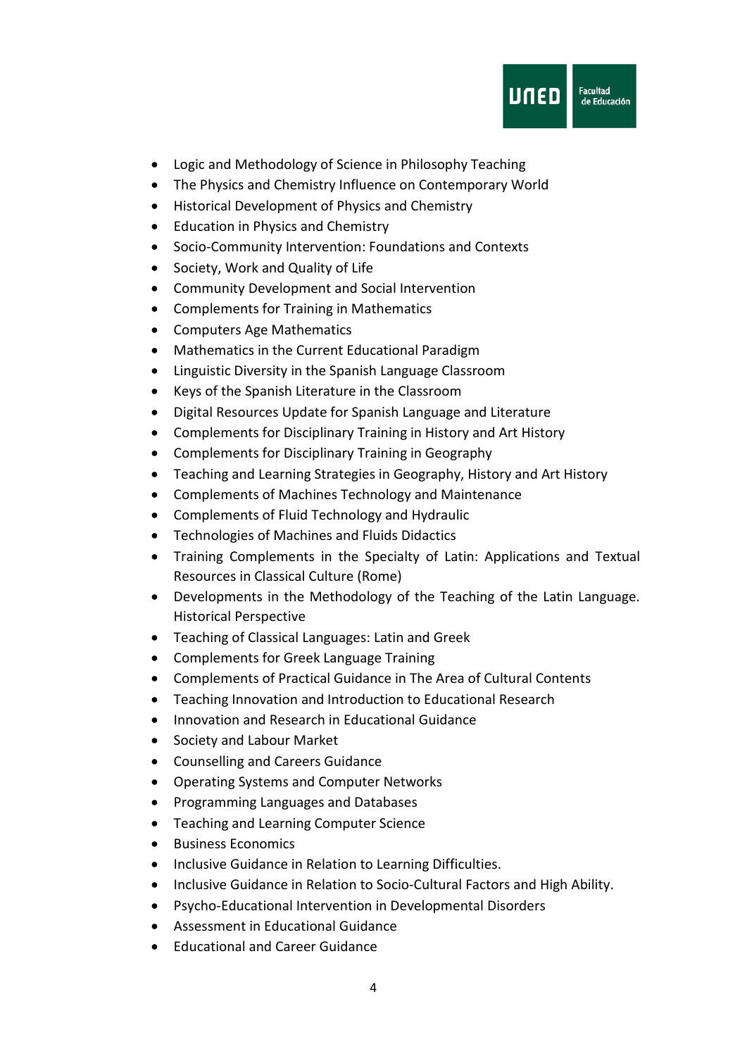- Logic and Methodology of Science in Philosophy Teaching
- The Physics and Chemistry Influence on Contemporary World
- Historical Development of Physics and Chemistry
- Education in Physics and Chemistry
- Socio-Community Intervention: Foundations and Contexts
- Society, Work and Quality of Life
- Community Development and Social Intervention
- Complements for Training in Mathematics
- Computers Age Mathematics
- Mathematics in the Current Educational Paradigm
- Linguistic Diversity in the Spanish Language Classroom
- Keys of the Spanish Literature in the Classroom
- Digital Resources Update for Spanish Language and Literature
- Complements for Disciplinary Training in History and Art History
- Complements for Disciplinary Training in Geography
- Teaching and Learning Strategies in Geography, History and Art History
- Complements of Machines Technology and Maintenance
- Complements of Fluid Technology and Hydraulic
- Technologies of Machines and Fluids Didactics
- Training Complements in the Specialty of Latin: Applications and Textual Resources in Classical Culture (Rome)
- Developments in the Methodology of the Teaching of the Latin Language. Historical Perspective
- Teaching of Classical Languages: Latin and Greek
- Complements for Greek Language Training
- Complements of Practical Guidance in The Area of Cultural Contents
- Teaching Innovation and Introduction to Educational Research
- Innovation and Research in Educational Guidance
- Society and Labour Market
- Counselling and Careers Guidance
- Operating Systems and Computer Networks
- Programming Languages and Databases
- Teaching and Learning Computer Science
- Business Economics
- Inclusive Guidance in Relation to Learning Difficulties.
- Inclusive Guidance in Relation to Socio-Cultural Factors and High Ability.
- Psycho-Educational Intervention in Developmental Disorders
- Assessment in Educational Guidance
- Educational and Career Guidance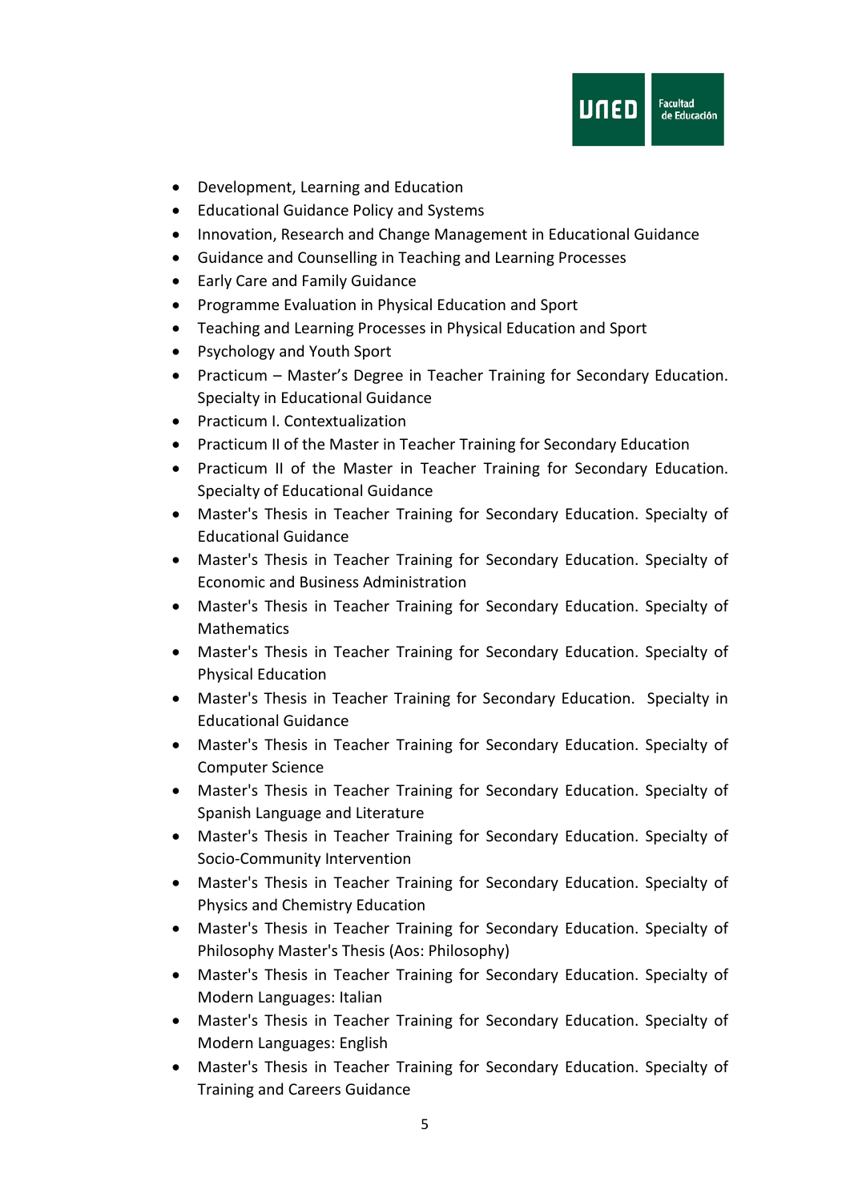- Development, Learning and Education
- Educational Guidance Policy and Systems
- Innovation, Research and Change Management in Educational Guidance
- Guidance and Counselling in Teaching and Learning Processes
- Early Care and Family Guidance
- Programme Evaluation in Physical Education and Sport
- Teaching and Learning Processes in Physical Education and Sport
- Psychology and Youth Sport
- Practicum – Master's Degree in Teacher Training for Secondary Education. Specialty in Educational Guidance
- Practicum I. Contextualization
- Practicum II of the Master in Teacher Training for Secondary Education
- Practicum II of the Master in Teacher Training for Secondary Education. Specialty of Educational Guidance
- Master's Thesis in Teacher Training for Secondary Education. Specialty of Educational Guidance
- Master's Thesis in Teacher Training for Secondary Education. Specialty of Economic and Business Administration
- Master's Thesis in Teacher Training for Secondary Education. Specialty of Mathematics
- Master's Thesis in Teacher Training for Secondary Education. Specialty of Physical Education
- Master's Thesis in Teacher Training for Secondary Education. Specialty in Educational Guidance
- Master's Thesis in Teacher Training for Secondary Education. Specialty of Computer Science
- Master's Thesis in Teacher Training for Secondary Education. Specialty of Spanish Language and Literature
- Master's Thesis in Teacher Training for Secondary Education. Specialty of Socio-Community Intervention
- Master's Thesis in Teacher Training for Secondary Education. Specialty of Physics and Chemistry Education
- Master's Thesis in Teacher Training for Secondary Education. Specialty of Philosophy Master's Thesis (Aos: Philosophy)
- Master's Thesis in Teacher Training for Secondary Education. Specialty of Modern Languages: Italian
- Master's Thesis in Teacher Training for Secondary Education. Specialty of Modern Languages: English
- Master's Thesis in Teacher Training for Secondary Education. Specialty of Training and Careers Guidance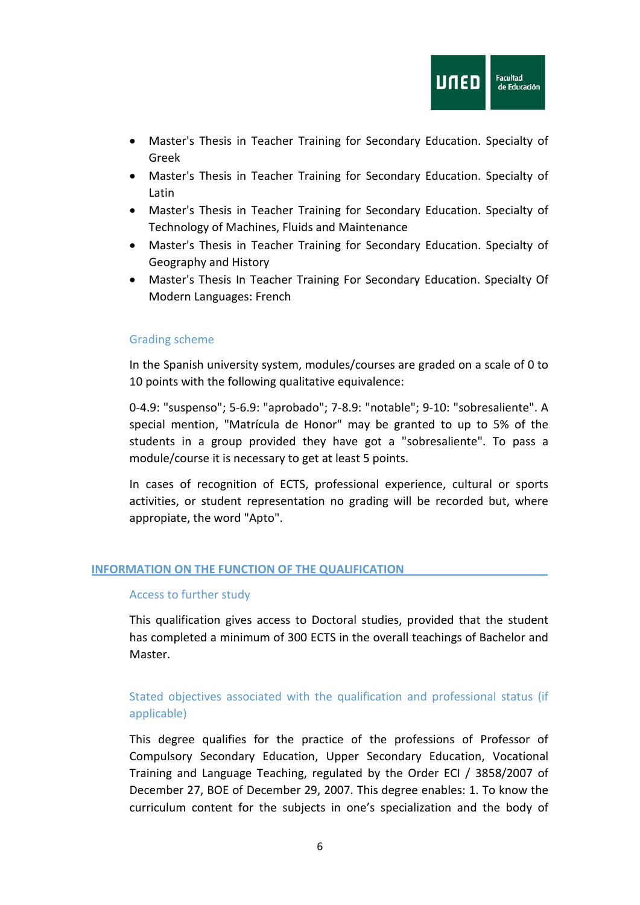- Master's Thesis in Teacher Training for Secondary Education. Specialty of Greek
- Master's Thesis in Teacher Training for Secondary Education. Specialty of Latin
- Master's Thesis in Teacher Training for Secondary Education. Specialty of Technology of Machines, Fluids and Maintenance
- Master's Thesis in Teacher Training for Secondary Education. Specialty of Geography and History
- Master's Thesis In Teacher Training For Secondary Education. Specialty Of Modern Languages: French

### Grading scheme

In the Spanish university system, modules/courses are graded on a scale of 0 to 10 points with the following qualitative equivalence:

0-4.9: "suspenso"; 5-6.9: "aprobado"; 7-8.9: "notable"; 9-10: "sobresaliente". A special mention, "Matrícula de Honor" may be granted to up to 5% of the students in a group provided they have got a "sobresaliente". To pass a module/course it is necessary to get at least 5 points.

In cases of recognition of ECTS, professional experience, cultural or sports activities, or student representation no grading will be recorded but, where appropiate, the word "Apto".

## INFORMATION ON THE FUNCTION OF THE QUALIFICATION

### Access to further study

This qualification gives access to Doctoral studies, provided that the student has completed a minimum of 300 ECTS in the overall teachings of Bachelor and Master.

### Stated objectives associated with the qualification and professional status (if applicable)

This degree qualifies for the practice of the professions of Professor of Compulsory Secondary Education, Upper Secondary Education, Vocational Training and Language Teaching, regulated by the Order ECI / 3858/2007 of December 27, BOE of December 29, 2007. This degree enables: 1. To know the curriculum content for the subjects in one's specialization and the body of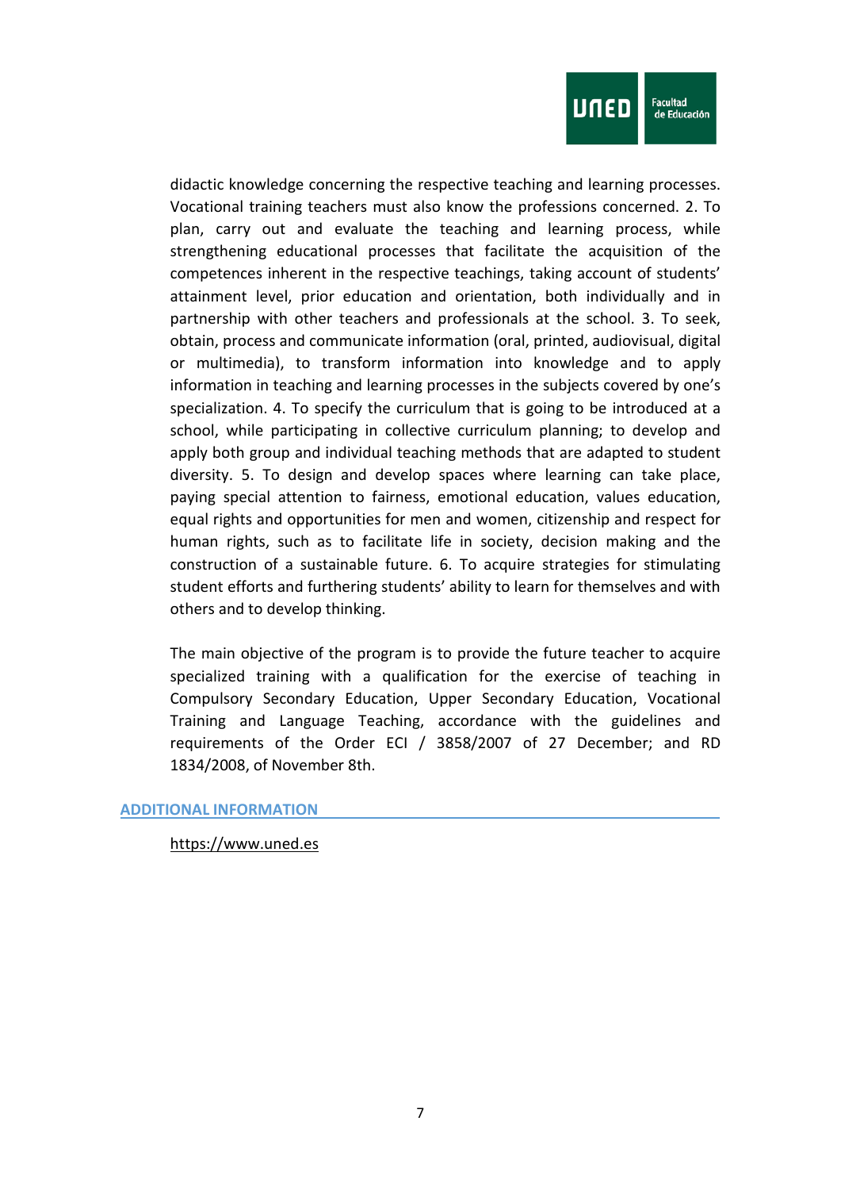didactic knowledge concerning the respective teaching and learning processes. Vocational training teachers must also know the professions concerned. 2. To plan, carry out and evaluate the teaching and learning process, while strengthening educational processes that facilitate the acquisition of the competences inherent in the respective teachings, taking account of students' attainment level, prior education and orientation, both individually and in partnership with other teachers and professionals at the school. 3. To seek, obtain, process and communicate information (oral, printed, audiovisual, digital or multimedia), to transform information into knowledge and to apply information in teaching and learning processes in the subjects covered by one's specialization. 4. To specify the curriculum that is going to be introduced at a school, while participating in collective curriculum planning; to develop and apply both group and individual teaching methods that are adapted to student diversity. 5. To design and develop spaces where learning can take place, paying special attention to fairness, emotional education, values education, equal rights and opportunities for men and women, citizenship and respect for human rights, such as to facilitate life in society, decision making and the construction of a sustainable future. 6. To acquire strategies for stimulating student efforts and furthering students' ability to learn for themselves and with others and to develop thinking.

The main objective of the program is to provide the future teacher to acquire specialized training with a qualification for the exercise of teaching in Compulsory Secondary Education, Upper Secondary Education, Vocational Training and Language Teaching, accordance with the guidelines and requirements of the Order ECI / 3858/2007 of 27 December; and RD 1834/2008, of November 8th.

## ADDITIONAL INFORMATION

https://www.uned.es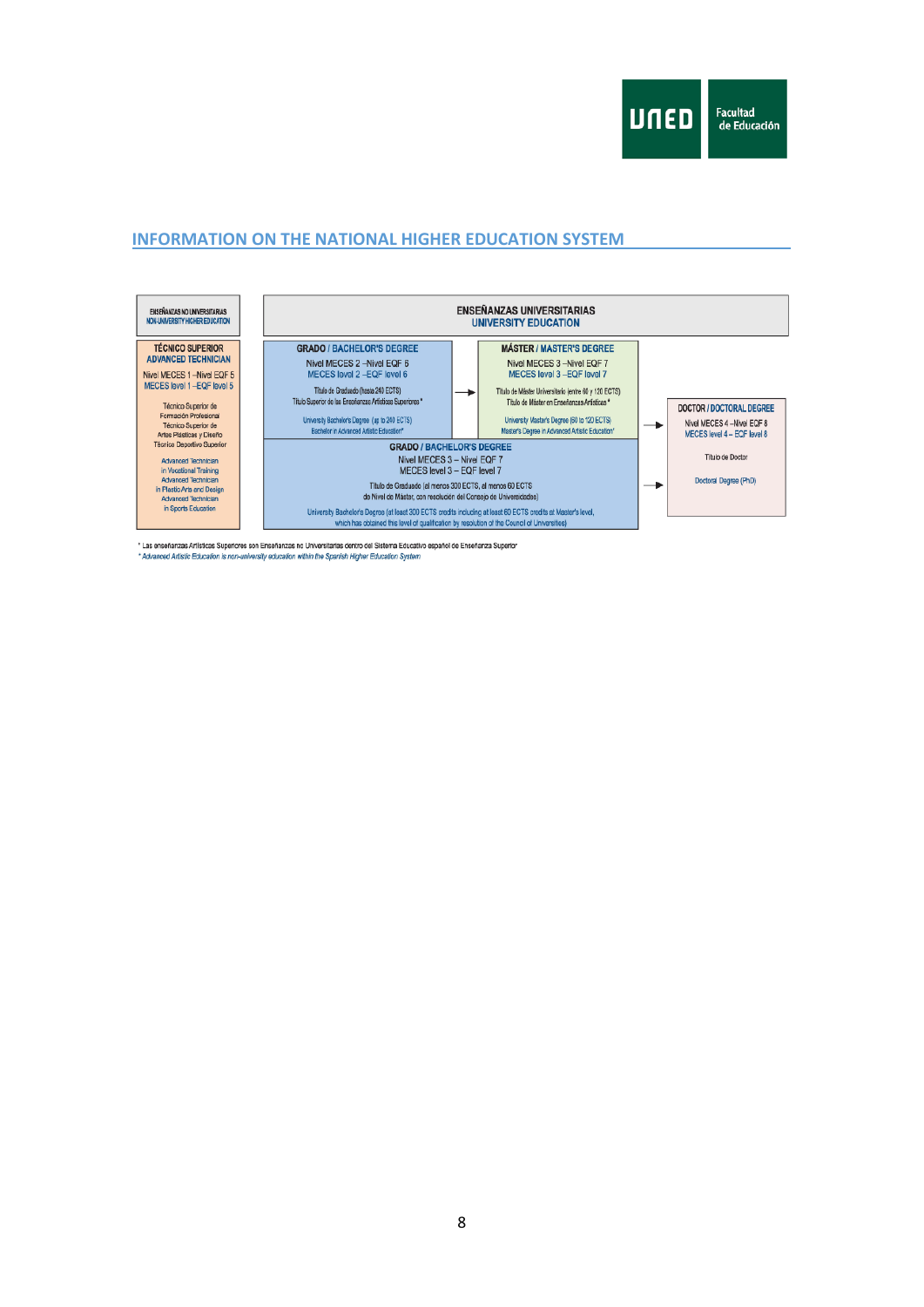## INFORMATION ON THE NATIONAL HIGHER EDUCATION SYSTEM

ENSEÑANZAS NO UNIVERSITARIAS
NON-UNIVERSITY HIGHER EDUCATION

**TÉCNICO SUPERIOR / ADVANCED TECHNICIAN**
Nivel MECES 1 –Nivel EQF 5
MECES level 1 –EQF level 5

Técnico Superior de Formación Profesional
Técnico Superior de Artes Plásticas y Diseño
Técnico Deportivo Superior

Advanced Technician in Vocational Training
Advanced Technician in Plastic Arts and Design
Advanced Technician in Sports Education

ENSEÑANZAS UNIVERSITARIAS
UNIVERSITY EDUCATION

**GRADO / BACHELOR'S DEGREE**
Nivel MECES 2 –Nivel EQF 6
MECES level 2 –EQF level 6

Título de Graduado (hasta 240 ECTS)
Título Superior de las Enseñanzas Artísticas Superiores*

University Bachelor's Degree (up to 240 ECTS)
Bachelor in Advanced Artistic Education*

**MÁSTER / MASTER'S DEGREE**
Nivel MECES 3 –Nivel EQF 7
MECES level 3 –EQF level 7

Título de Máster Universitario (entre 60 y 120 ECTS)
Título de Máster en Enseñanzas Artísticas*

University Master's Degree (60 to 120 ECTS)
Master's Degree in Advanced Artistic Education*

**GRADO / BACHELOR'S DEGREE**
Nivel MECES 3 – Nivel EQF 7
MECES level 3 – EQF level 7

Título de Graduado (al menos 300 ECTS, al menos 60 ECTS de Nivel de Máster, con resolución del Consejo de Universidades)

University Bachelor's Degree (at least 300 ECTS credits including at least 60 ECTS credits at Master's level, which has obtained this level of qualification by resolution of the Council of Universities)

**DOCTOR / DOCTORAL DEGREE**
Nivel MECES 4 –Nivel EQF 8
MECES level 4 – EQF level 8

Título de Doctor

Doctoral Degree (PhD)

* Las enseñanzas Artísticas Superiores son Enseñanzas no Universitarias dentro del Sistema Educativo español de Enseñanza Superior
* *Advanced Artistic Education is non-university education within the Spanish Higher Education System*